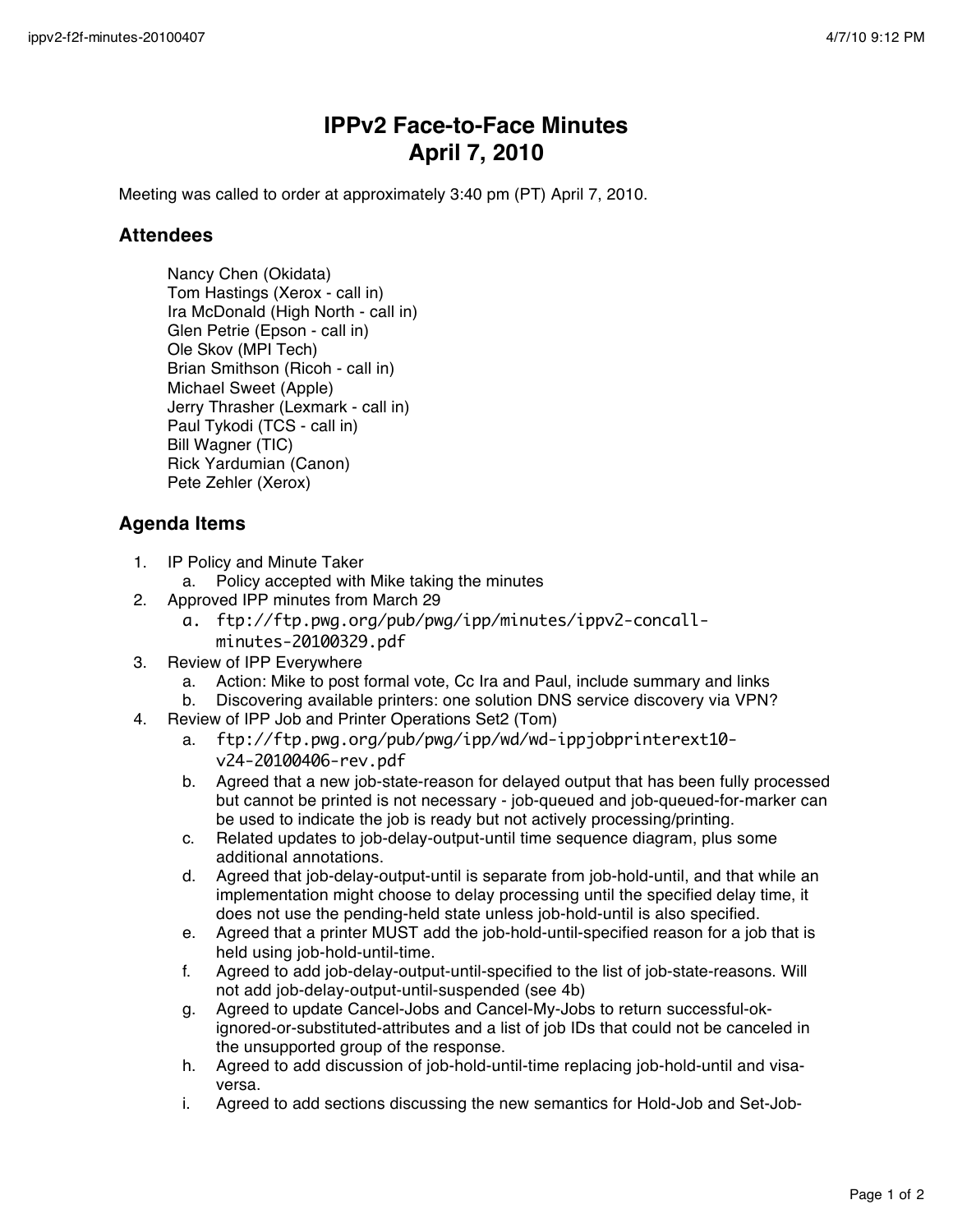# IPPv2 Face-to-Face Minutes
# April 7, 2010

Meeting was called to order at approximately 3:40 pm (PT) April 7, 2010.

## Attendees

Nancy Chen (Okidata)
Tom Hastings (Xerox - call in)
Ira McDonald (High North - call in)
Glen Petrie (Epson - call in)
Ole Skov (MPI Tech)
Brian Smithson (Ricoh - call in)
Michael Sweet (Apple)
Jerry Thrasher (Lexmark - call in)
Paul Tykodi (TCS - call in)
Bill Wagner (TIC)
Rick Yardumian (Canon)
Pete Zehler (Xerox)

## Agenda Items

1. IP Policy and Minute Taker
   a. Policy accepted with Mike taking the minutes
2. Approved IPP minutes from March 29
   a. ftp://ftp.pwg.org/pub/pwg/ipp/minutes/ippv2-concall-minutes-20100329.pdf
3. Review of IPP Everywhere
   a. Action: Mike to post formal vote, Cc Ira and Paul, include summary and links
   b. Discovering available printers: one solution DNS service discovery via VPN?
4. Review of IPP Job and Printer Operations Set2 (Tom)
   a. ftp://ftp.pwg.org/pub/pwg/ipp/wd/wd-ippjobprinterext10-v24-20100406-rev.pdf
   b. Agreed that a new job-state-reason for delayed output that has been fully processed but cannot be printed is not necessary - job-queued and job-queued-for-marker can be used to indicate the job is ready but not actively processing/printing.
   c. Related updates to job-delay-output-until time sequence diagram, plus some additional annotations.
   d. Agreed that job-delay-output-until is separate from job-hold-until, and that while an implementation might choose to delay processing until the specified delay time, it does not use the pending-held state unless job-hold-until is also specified.
   e. Agreed that a printer MUST add the job-hold-until-specified reason for a job that is held using job-hold-until-time.
   f. Agreed to add job-delay-output-until-specified to the list of job-state-reasons. Will not add job-delay-output-until-suspended (see 4b)
   g. Agreed to update Cancel-Jobs and Cancel-My-Jobs to return successful-ok-ignored-or-substituted-attributes and a list of job IDs that could not be canceled in the unsupported group of the response.
   h. Agreed to add discussion of job-hold-until-time replacing job-hold-until and visa-versa.
   i. Agreed to add sections discussing the new semantics for Hold-Job and Set-Job-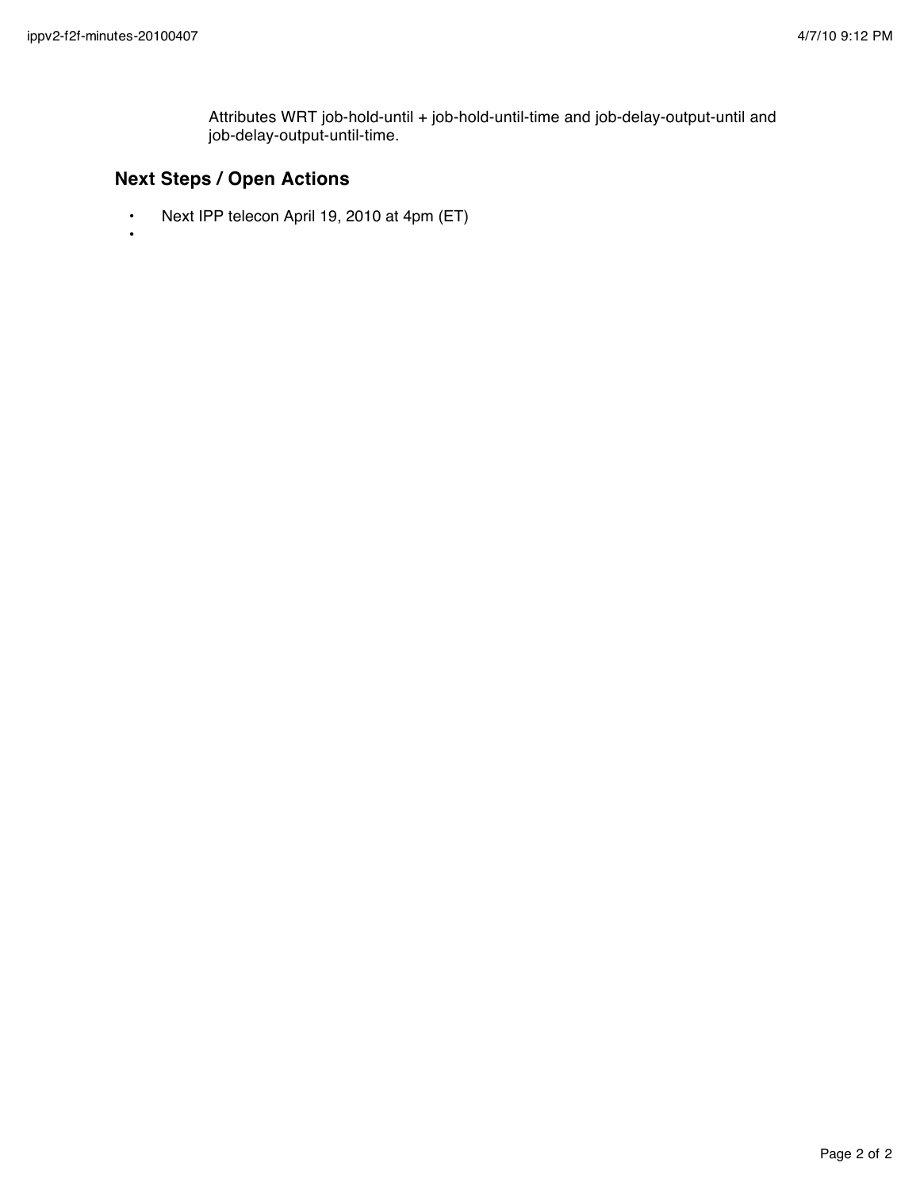Attributes WRT job-hold-until + job-hold-until-time and job-delay-output-until and job-delay-output-until-time.

## Next Steps / Open Actions

- Next IPP telecon April 19, 2010 at 4pm (ET)
-